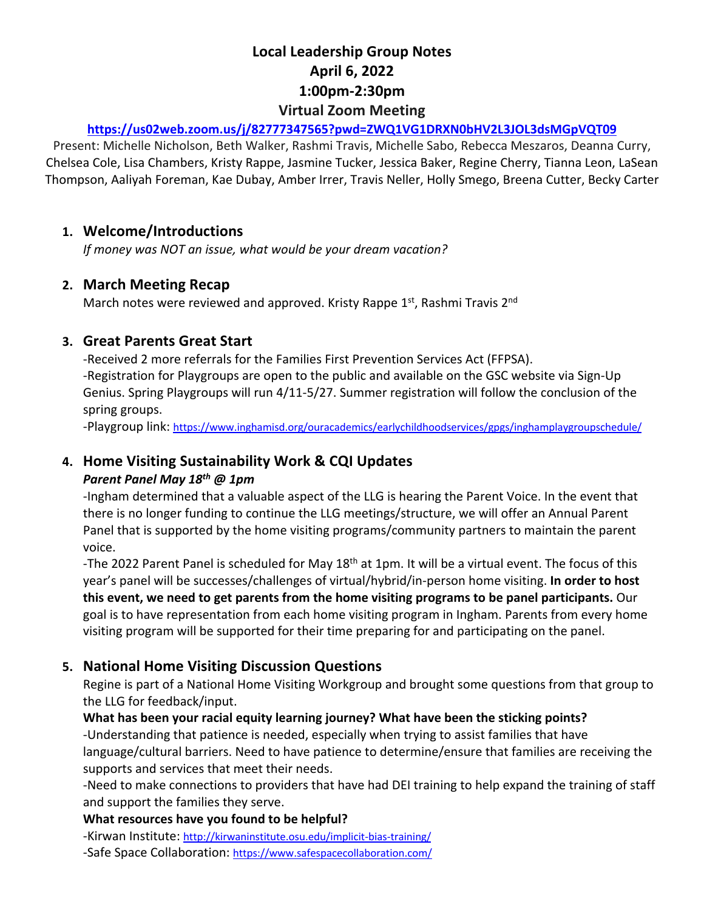# Local Leadership Group Notes
## April 6, 2022
## 1:00pm-2:30pm
## Virtual Zoom Meeting

**https://us02web.zoom.us/j/82777347565?pwd=ZWQ1VG1DRXN0bHV2L3JOL3dsMGpVQT09**

Present: Michelle Nicholson, Beth Walker, Rashmi Travis, Michelle Sabo, Rebecca Meszaros, Deanna Curry, Chelsea Cole, Lisa Chambers, Kristy Rappe, Jasmine Tucker, Jessica Baker, Regine Cherry, Tianna Leon, LaSean Thompson, Aaliyah Foreman, Kae Dubay, Amber Irrer, Travis Neller, Holly Smego, Breena Cutter, Becky Carter

1. **Welcome/Introductions**

   *If money was NOT an issue, what would be your dream vacation?*

2. **March Meeting Recap**

   March notes were reviewed and approved. Kristy Rappe 1st, Rashmi Travis 2nd

3. **Great Parents Great Start**

   -Received 2 more referrals for the Families First Prevention Services Act (FFPSA).

   -Registration for Playgroups are open to the public and available on the GSC website via Sign-Up Genius. Spring Playgroups will run 4/11-5/27. Summer registration will follow the conclusion of the spring groups.

   -Playgroup link: https://www.inghamisd.org/ouracademics/earlychildhoodservices/gpgs/inghamplaygroupschedule/

4. **Home Visiting Sustainability Work & CQI Updates**

   ***Parent Panel May 18th @ 1pm***

   -Ingham determined that a valuable aspect of the LLG is hearing the Parent Voice. In the event that there is no longer funding to continue the LLG meetings/structure, we will offer an Annual Parent Panel that is supported by the home visiting programs/community partners to maintain the parent voice.

   -The 2022 Parent Panel is scheduled for May 18th at 1pm. It will be a virtual event. The focus of this year's panel will be successes/challenges of virtual/hybrid/in-person home visiting. **In order to host this event, we need to get parents from the home visiting programs to be panel participants.** Our goal is to have representation from each home visiting program in Ingham. Parents from every home visiting program will be supported for their time preparing for and participating on the panel.

5. **National Home Visiting Discussion Questions**

   Regine is part of a National Home Visiting Workgroup and brought some questions from that group to the LLG for feedback/input.

   **What has been your racial equity learning journey? What have been the sticking points?**

   -Understanding that patience is needed, especially when trying to assist families that have language/cultural barriers. Need to have patience to determine/ensure that families are receiving the supports and services that meet their needs.

   -Need to make connections to providers that have had DEI training to help expand the training of staff and support the families they serve.

   **What resources have you found to be helpful?**

   -Kirwan Institute: http://kirwaninstitute.osu.edu/implicit-bias-training/

   -Safe Space Collaboration: https://www.safespacecollaboration.com/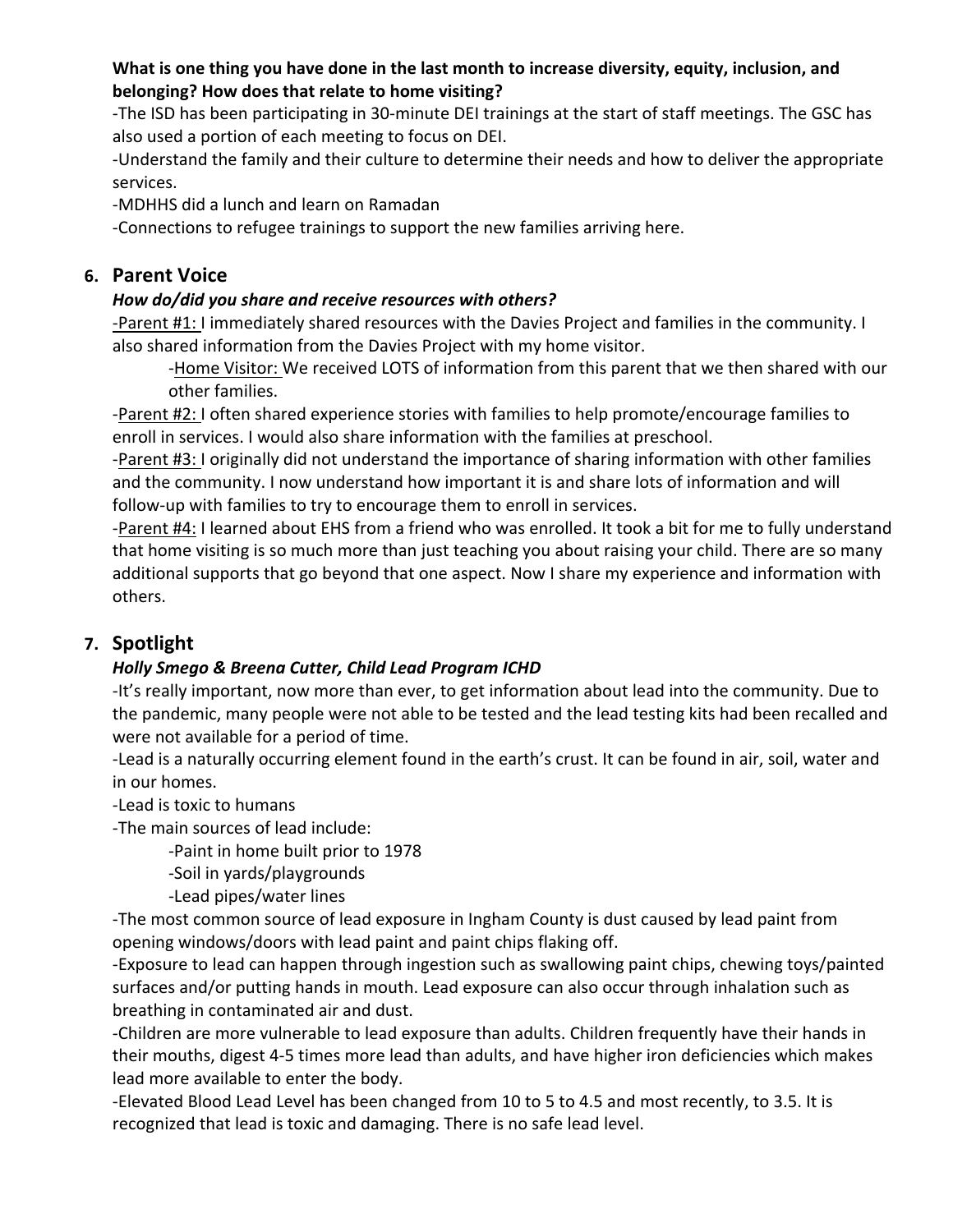**What is one thing you have done in the last month to increase diversity, equity, inclusion, and belonging? How does that relate to home visiting?**

-The ISD has been participating in 30-minute DEI trainings at the start of staff meetings. The GSC has also used a portion of each meeting to focus on DEI.

-Understand the family and their culture to determine their needs and how to deliver the appropriate services.

-MDHHS did a lunch and learn on Ramadan

-Connections to refugee trainings to support the new families arriving here.

## 6. Parent Voice

***How do/did you share and receive resources with others?***

-Parent #1: I immediately shared resources with the Davies Project and families in the community. I also shared information from the Davies Project with my home visitor.

> -Home Visitor: We received LOTS of information from this parent that we then shared with our other families.

-Parent #2: I often shared experience stories with families to help promote/encourage families to enroll in services. I would also share information with the families at preschool.

-Parent #3: I originally did not understand the importance of sharing information with other families and the community. I now understand how important it is and share lots of information and will follow-up with families to try to encourage them to enroll in services.

-Parent #4: I learned about EHS from a friend who was enrolled. It took a bit for me to fully understand that home visiting is so much more than just teaching you about raising your child. There are so many additional supports that go beyond that one aspect. Now I share my experience and information with others.

## 7. Spotlight

***Holly Smego & Breena Cutter, Child Lead Program ICHD***

-It's really important, now more than ever, to get information about lead into the community. Due to the pandemic, many people were not able to be tested and the lead testing kits had been recalled and were not available for a period of time.

-Lead is a naturally occurring element found in the earth's crust. It can be found in air, soil, water and in our homes.

-Lead is toxic to humans

-The main sources of lead include:

> -Paint in home built prior to 1978
>
> -Soil in yards/playgrounds
>
> -Lead pipes/water lines

-The most common source of lead exposure in Ingham County is dust caused by lead paint from opening windows/doors with lead paint and paint chips flaking off.

-Exposure to lead can happen through ingestion such as swallowing paint chips, chewing toys/painted surfaces and/or putting hands in mouth. Lead exposure can also occur through inhalation such as breathing in contaminated air and dust.

-Children are more vulnerable to lead exposure than adults. Children frequently have their hands in their mouths, digest 4-5 times more lead than adults, and have higher iron deficiencies which makes lead more available to enter the body.

-Elevated Blood Lead Level has been changed from 10 to 5 to 4.5 and most recently, to 3.5. It is recognized that lead is toxic and damaging. There is no safe lead level.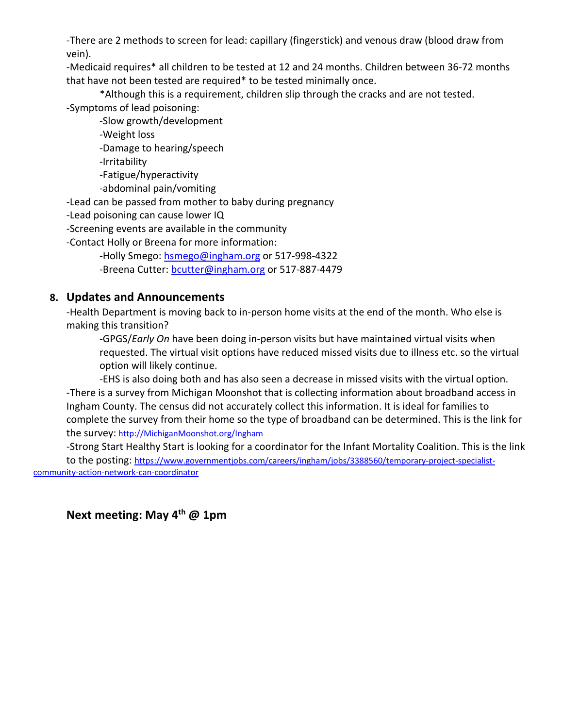-There are 2 methods to screen for lead: capillary (fingerstick) and venous draw (blood draw from vein).

-Medicaid requires* all children to be tested at 12 and 24 months. Children between 36-72 months that have not been tested are required* to be tested minimally once.

*Although this is a requirement, children slip through the cracks and are not tested.

-Symptoms of lead poisoning:

- -Slow growth/development
- -Weight loss
- -Damage to hearing/speech
- -Irritability
- -Fatigue/hyperactivity
- -abdominal pain/vomiting

-Lead can be passed from mother to baby during pregnancy

-Lead poisoning can cause lower IQ

-Screening events are available in the community

-Contact Holly or Breena for more information:

- -Holly Smego: [hsmego@ingham.org](mailto:hsmego@ingham.org) or 517-998-4322
- -Breena Cutter: [bcutter@ingham.org](mailto:bcutter@ingham.org) or 517-887-4479

## 8. Updates and Announcements

-Health Department is moving back to in-person home visits at the end of the month. Who else is making this transition?

- -GPGS/*Early On* have been doing in-person visits but have maintained virtual visits when requested. The virtual visit options have reduced missed visits due to illness etc. so the virtual option will likely continue.
- -EHS is also doing both and has also seen a decrease in missed visits with the virtual option.

-There is a survey from Michigan Moonshot that is collecting information about broadband access in Ingham County. The census did not accurately collect this information. It is ideal for families to complete the survey from their home so the type of broadband can be determined. This is the link for the survey: [http://MichiganMoonshot.org/Ingham](http://MichiganMoonshot.org/Ingham)

-Strong Start Healthy Start is looking for a coordinator for the Infant Mortality Coalition. This is the link to the posting: [https://www.governmentjobs.com/careers/ingham/jobs/3388560/temporary-project-specialist-community-action-network-can-coordinator](https://www.governmentjobs.com/careers/ingham/jobs/3388560/temporary-project-specialist-community-action-network-can-coordinator)

**Next meeting: May 4th @ 1pm**